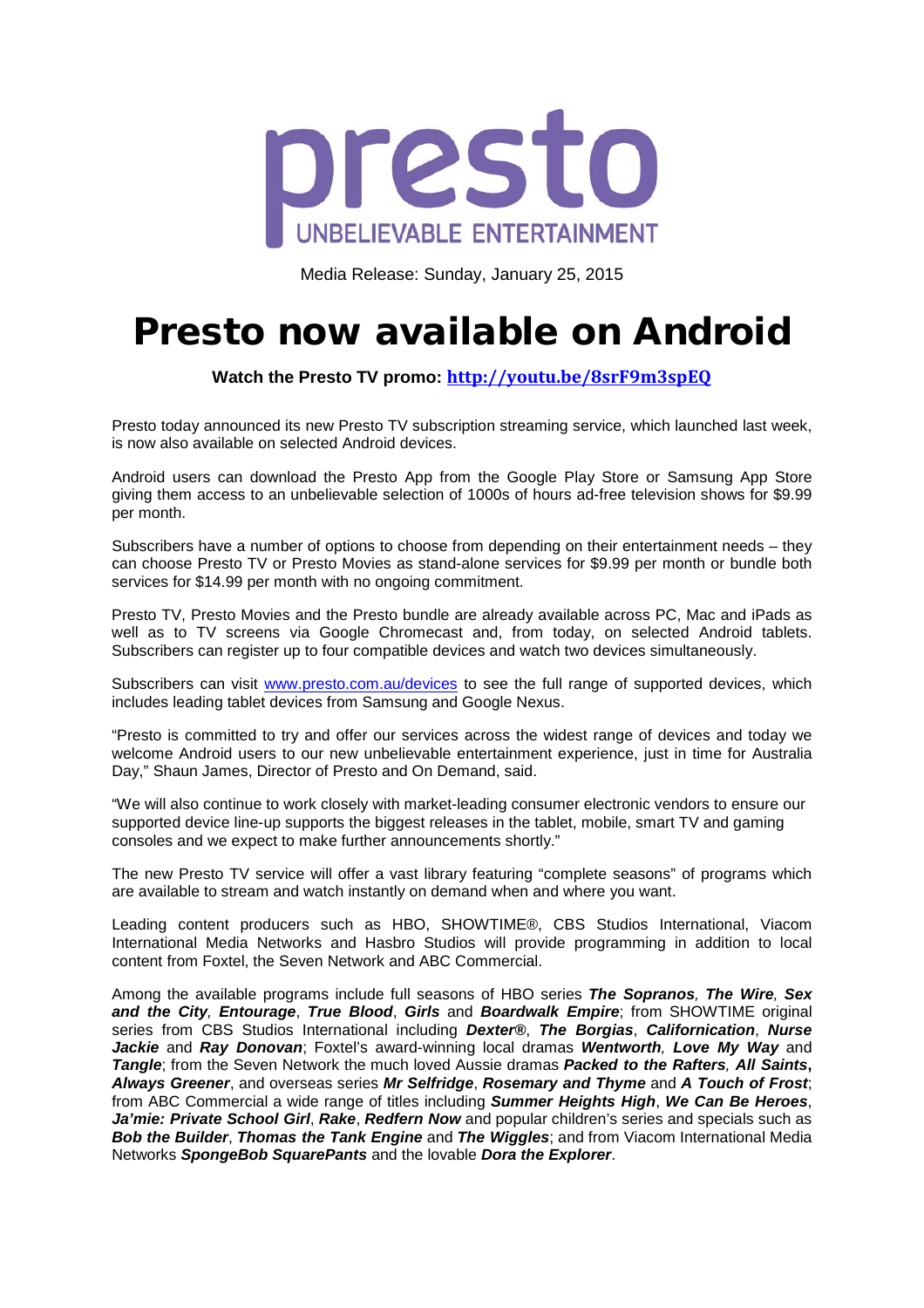presto

UNBELIEVABLE ENTERTAINMENT

Media Release: Sunday, January 25, 2015

# Presto now available on Android

**Watch the Presto TV promo: http://youtu.be/8srF9m3spEQ**

Presto today announced its new Presto TV subscription streaming service, which launched last week, is now also available on selected Android devices.

Android users can download the Presto App from the Google Play Store or Samsung App Store giving them access to an unbelievable selection of 1000s of hours ad-free television shows for $9.99 per month.

Subscribers have a number of options to choose from depending on their entertainment needs – they can choose Presto TV or Presto Movies as stand-alone services for $9.99 per month or bundle both services for $14.99 per month with no ongoing commitment.

Presto TV, Presto Movies and the Presto bundle are already available across PC, Mac and iPads as well as to TV screens via Google Chromecast and, from today, on selected Android tablets. Subscribers can register up to four compatible devices and watch two devices simultaneously.

Subscribers can visit www.presto.com.au/devices to see the full range of supported devices, which includes leading tablet devices from Samsung and Google Nexus.

"Presto is committed to try and offer our services across the widest range of devices and today we welcome Android users to our new unbelievable entertainment experience, just in time for Australia Day," Shaun James, Director of Presto and On Demand, said.

"We will also continue to work closely with market-leading consumer electronic vendors to ensure our supported device line-up supports the biggest releases in the tablet, mobile, smart TV and gaming consoles and we expect to make further announcements shortly."

The new Presto TV service will offer a vast library featuring "complete seasons" of programs which are available to stream and watch instantly on demand when and where you want.

Leading content producers such as HBO, SHOWTIME®, CBS Studios International, Viacom International Media Networks and Hasbro Studios will provide programming in addition to local content from Foxtel, the Seven Network and ABC Commercial.

Among the available programs include full seasons of HBO series ***The Sopranos**, **The Wire**, **Sex and the City**, **Entourage***, ***True Blood***, ***Girls*** and ***Boardwalk Empire***; from SHOWTIME original series from CBS Studios International including ***Dexter®***, ***The Borgias***, ***Californication***, ***Nurse Jackie*** and ***Ray Donovan***; Foxtel's award-winning local dramas ***Wentworth**, **Love My Way*** and ***Tangle***; from the Seven Network the much loved Aussie dramas ***Packed to the Rafters**, **All Saints**, **Always Greener***, and overseas series ***Mr Selfridge***, ***Rosemary and Thyme*** and ***A Touch of Frost***; from ABC Commercial a wide range of titles including ***Summer Heights High***, ***We Can Be Heroes***, ***Ja'mie: Private School Girl***, ***Rake***, ***Redfern Now*** and popular children's series and specials such as ***Bob the Builder***, ***Thomas the Tank Engine*** and ***The Wiggles***; and from Viacom International Media Networks ***SpongeBob SquarePants*** and the lovable ***Dora the Explorer***.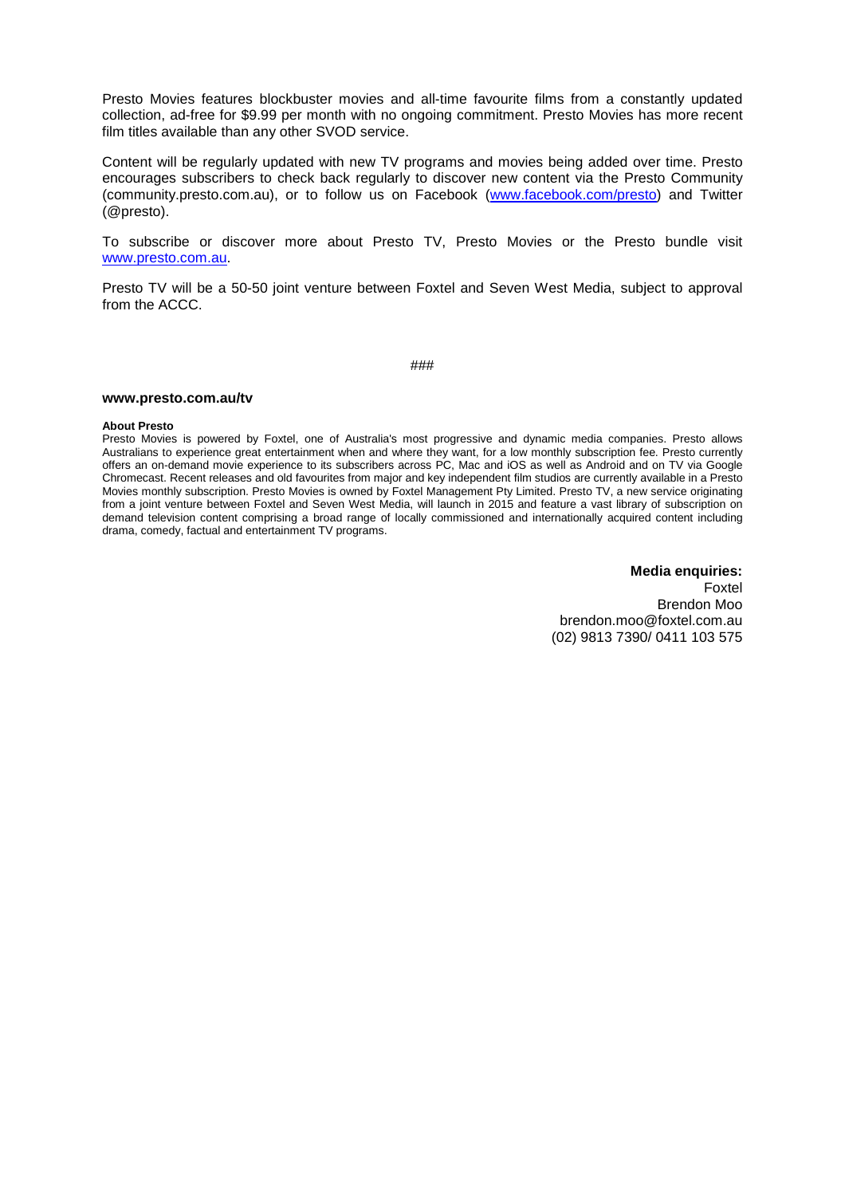Presto Movies features blockbuster movies and all-time favourite films from a constantly updated collection, ad-free for $9.99 per month with no ongoing commitment. Presto Movies has more recent film titles available than any other SVOD service.

Content will be regularly updated with new TV programs and movies being added over time. Presto encourages subscribers to check back regularly to discover new content via the Presto Community (community.presto.com.au), or to follow us on Facebook (www.facebook.com/presto) and Twitter (@presto).

To subscribe or discover more about Presto TV, Presto Movies or the Presto bundle visit www.presto.com.au.

Presto TV will be a 50-50 joint venture between Foxtel and Seven West Media, subject to approval from the ACCC.

###

**www.presto.com.au/tv**

**About Presto**

Presto Movies is powered by Foxtel, one of Australia's most progressive and dynamic media companies. Presto allows Australians to experience great entertainment when and where they want, for a low monthly subscription fee. Presto currently offers an on-demand movie experience to its subscribers across PC, Mac and iOS as well as Android and on TV via Google Chromecast. Recent releases and old favourites from major and key independent film studios are currently available in a Presto Movies monthly subscription. Presto Movies is owned by Foxtel Management Pty Limited. Presto TV, a new service originating from a joint venture between Foxtel and Seven West Media, will launch in 2015 and feature a vast library of subscription on demand television content comprising a broad range of locally commissioned and internationally acquired content including drama, comedy, factual and entertainment TV programs.

**Media enquiries:**
Foxtel
Brendon Moo
brendon.moo@foxtel.com.au
(02) 9813 7390/ 0411 103 575